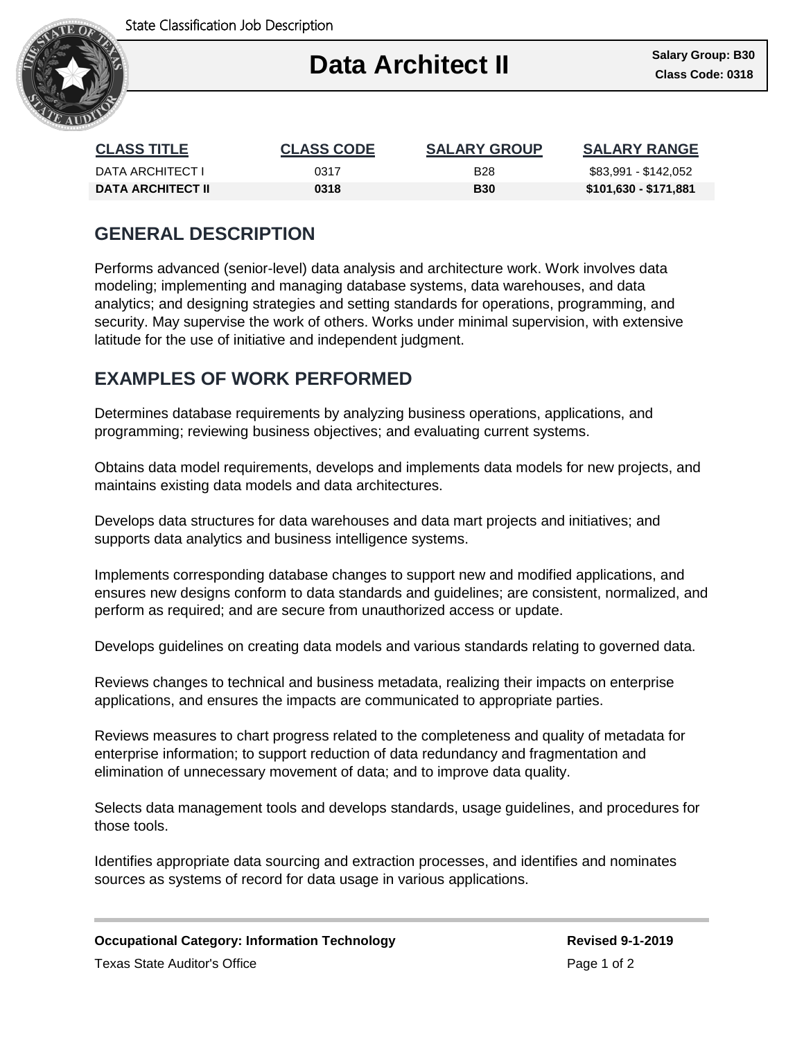State Classification Job Description

# Data Architect II

**Salary Group: B30**
**Class Code: 0318**

| CLASS TITLE | CLASS CODE | SALARY GROUP | SALARY RANGE |
|---|---|---|---|
| DATA ARCHITECT I | 0317 | B28 | $83,991 - $142,052 |
| **DATA ARCHITECT II** | **0318** | **B30** | **$101,630 - $171,881** |

## GENERAL DESCRIPTION

Performs advanced (senior-level) data analysis and architecture work. Work involves data modeling; implementing and managing database systems, data warehouses, and data analytics; and designing strategies and setting standards for operations, programming, and security. May supervise the work of others. Works under minimal supervision, with extensive latitude for the use of initiative and independent judgment.

## EXAMPLES OF WORK PERFORMED

Determines database requirements by analyzing business operations, applications, and programming; reviewing business objectives; and evaluating current systems.

Obtains data model requirements, develops and implements data models for new projects, and maintains existing data models and data architectures.

Develops data structures for data warehouses and data mart projects and initiatives; and supports data analytics and business intelligence systems.

Implements corresponding database changes to support new and modified applications, and ensures new designs conform to data standards and guidelines; are consistent, normalized, and perform as required; and are secure from unauthorized access or update.

Develops guidelines on creating data models and various standards relating to governed data.

Reviews changes to technical and business metadata, realizing their impacts on enterprise applications, and ensures the impacts are communicated to appropriate parties.

Reviews measures to chart progress related to the completeness and quality of metadata for enterprise information; to support reduction of data redundancy and fragmentation and elimination of unnecessary movement of data; and to improve data quality.

Selects data management tools and develops standards, usage guidelines, and procedures for those tools.

Identifies appropriate data sourcing and extraction processes, and identifies and nominates sources as systems of record for data usage in various applications.

**Occupational Category: Information Technology**

**Revised 9-1-2019**

Texas State Auditor's Office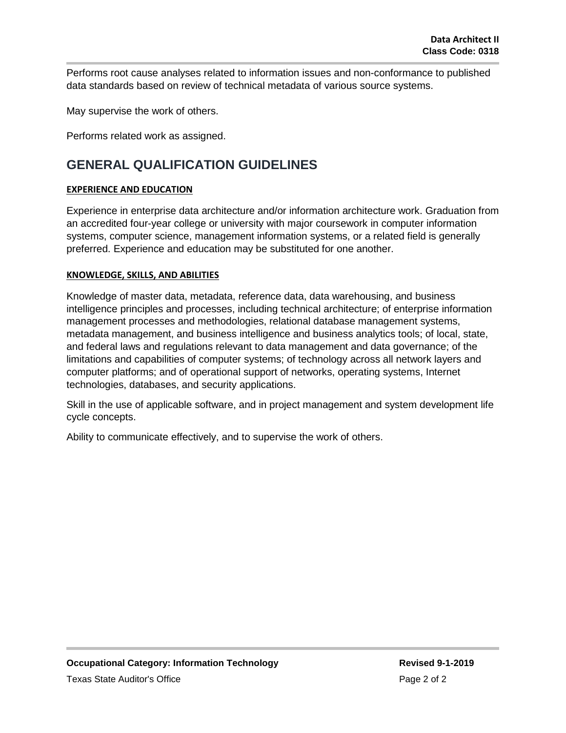Performs root cause analyses related to information issues and non-conformance to published data standards based on review of technical metadata of various source systems.

May supervise the work of others.

Performs related work as assigned.

## GENERAL QUALIFICATION GUIDELINES

### EXPERIENCE AND EDUCATION

Experience in enterprise data architecture and/or information architecture work. Graduation from an accredited four-year college or university with major coursework in computer information systems, computer science, management information systems, or a related field is generally preferred. Experience and education may be substituted for one another.

### KNOWLEDGE, SKILLS, AND ABILITIES

Knowledge of master data, metadata, reference data, data warehousing, and business intelligence principles and processes, including technical architecture; of enterprise information management processes and methodologies, relational database management systems, metadata management, and business intelligence and business analytics tools; of local, state, and federal laws and regulations relevant to data management and data governance; of the limitations and capabilities of computer systems; of technology across all network layers and computer platforms; and of operational support of networks, operating systems, Internet technologies, databases, and security applications.

Skill in the use of applicable software, and in project management and system development life cycle concepts.

Ability to communicate effectively, and to supervise the work of others.